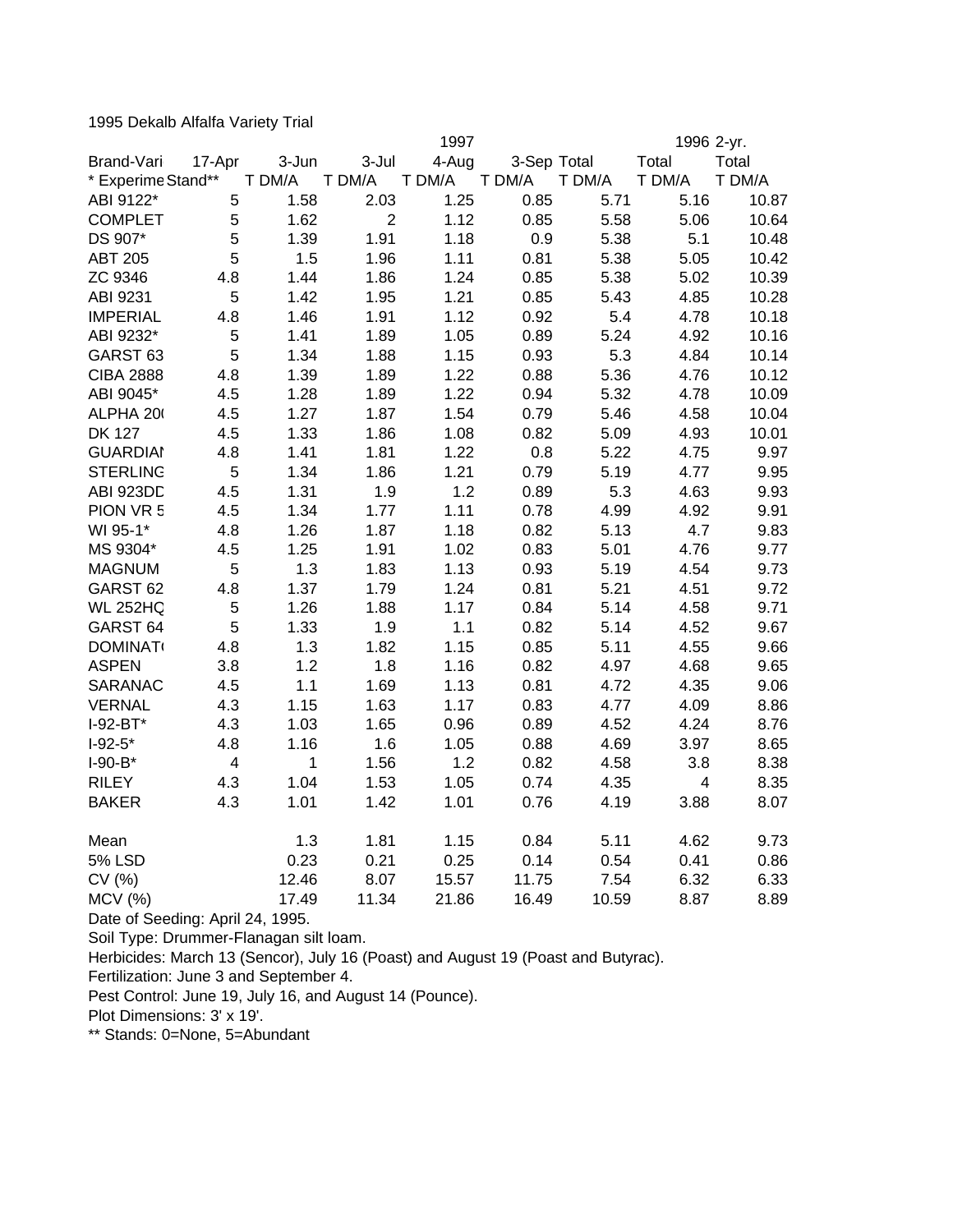1995 Dekalb Alfalfa Variety Trial

| Brand-Vari | 17-Apr | 3-Jun | 3-Jul | 1997<br>4-Aug | 3-Sep | Total | 1996<br>Total | 2-yr.<br>Total |
|---|---|---|---|---|---|---|---|---|
| * Experime | Stand** | T DM/A | T DM/A | T DM/A | T DM/A | T DM/A | T DM/A | T DM/A |
| ABI 9122* | 5 | 1.58 | 2.03 | 1.25 | 0.85 | 5.71 | 5.16 | 10.87 |
| COMPLET | 5 | 1.62 | 2 | 1.12 | 0.85 | 5.58 | 5.06 | 10.64 |
| DS 907* | 5 | 1.39 | 1.91 | 1.18 | 0.9 | 5.38 | 5.1 | 10.48 |
| ABT 205 | 5 | 1.5 | 1.96 | 1.11 | 0.81 | 5.38 | 5.05 | 10.42 |
| ZC 9346 | 4.8 | 1.44 | 1.86 | 1.24 | 0.85 | 5.38 | 5.02 | 10.39 |
| ABI 9231 | 5 | 1.42 | 1.95 | 1.21 | 0.85 | 5.43 | 4.85 | 10.28 |
| IMPERIAL | 4.8 | 1.46 | 1.91 | 1.12 | 0.92 | 5.4 | 4.78 | 10.18 |
| ABI 9232* | 5 | 1.41 | 1.89 | 1.05 | 0.89 | 5.24 | 4.92 | 10.16 |
| GARST 63 | 5 | 1.34 | 1.88 | 1.15 | 0.93 | 5.3 | 4.84 | 10.14 |
| CIBA 2888 | 4.8 | 1.39 | 1.89 | 1.22 | 0.88 | 5.36 | 4.76 | 10.12 |
| ABI 9045* | 4.5 | 1.28 | 1.89 | 1.22 | 0.94 | 5.32 | 4.78 | 10.09 |
| ALPHA 20( | 4.5 | 1.27 | 1.87 | 1.54 | 0.79 | 5.46 | 4.58 | 10.04 |
| DK 127 | 4.5 | 1.33 | 1.86 | 1.08 | 0.82 | 5.09 | 4.93 | 10.01 |
| GUARDIAI | 4.8 | 1.41 | 1.81 | 1.22 | 0.8 | 5.22 | 4.75 | 9.97 |
| STERLING | 5 | 1.34 | 1.86 | 1.21 | 0.79 | 5.19 | 4.77 | 9.95 |
| ABI 923DD | 4.5 | 1.31 | 1.9 | 1.2 | 0.89 | 5.3 | 4.63 | 9.93 |
| PION VR 5 | 4.5 | 1.34 | 1.77 | 1.11 | 0.78 | 4.99 | 4.92 | 9.91 |
| WI 95-1* | 4.8 | 1.26 | 1.87 | 1.18 | 0.82 | 5.13 | 4.7 | 9.83 |
| MS 9304* | 4.5 | 1.25 | 1.91 | 1.02 | 0.83 | 5.01 | 4.76 | 9.77 |
| MAGNUM | 5 | 1.3 | 1.83 | 1.13 | 0.93 | 5.19 | 4.54 | 9.73 |
| GARST 62 | 4.8 | 1.37 | 1.79 | 1.24 | 0.81 | 5.21 | 4.51 | 9.72 |
| WL 252HQ | 5 | 1.26 | 1.88 | 1.17 | 0.84 | 5.14 | 4.58 | 9.71 |
| GARST 64 | 5 | 1.33 | 1.9 | 1.1 | 0.82 | 5.14 | 4.52 | 9.67 |
| DOMINAT( | 4.8 | 1.3 | 1.82 | 1.15 | 0.85 | 5.11 | 4.55 | 9.66 |
| ASPEN | 3.8 | 1.2 | 1.8 | 1.16 | 0.82 | 4.97 | 4.68 | 9.65 |
| SARANAC | 4.5 | 1.1 | 1.69 | 1.13 | 0.81 | 4.72 | 4.35 | 9.06 |
| VERNAL | 4.3 | 1.15 | 1.63 | 1.17 | 0.83 | 4.77 | 4.09 | 8.86 |
| I-92-BT* | 4.3 | 1.03 | 1.65 | 0.96 | 0.89 | 4.52 | 4.24 | 8.76 |
| I-92-5* | 4.8 | 1.16 | 1.6 | 1.05 | 0.88 | 4.69 | 3.97 | 8.65 |
| I-90-B* | 4 | 1 | 1.56 | 1.2 | 0.82 | 4.58 | 3.8 | 8.38 |
| RILEY | 4.3 | 1.04 | 1.53 | 1.05 | 0.74 | 4.35 | 4 | 8.35 |
| BAKER | 4.3 | 1.01 | 1.42 | 1.01 | 0.76 | 4.19 | 3.88 | 8.07 |
| | | | | | | | | |
| Mean | | 1.3 | 1.81 | 1.15 | 0.84 | 5.11 | 4.62 | 9.73 |
| 5% LSD | | 0.23 | 0.21 | 0.25 | 0.14 | 0.54 | 0.41 | 0.86 |
| CV (%) | | 12.46 | 8.07 | 15.57 | 11.75 | 7.54 | 6.32 | 6.33 |
| MCV (%) | | 17.49 | 11.34 | 21.86 | 16.49 | 10.59 | 8.87 | 8.89 |

Date of Seeding: April 24, 1995.

Soil Type: Drummer-Flanagan silt loam.

Herbicides: March 13 (Sencor), July 16 (Poast) and August 19 (Poast and Butyrac).

Fertilization: June 3 and September 4.

Pest Control: June 19, July 16, and August 14 (Pounce).

Plot Dimensions: 3' x 19'.

** Stands: 0=None, 5=Abundant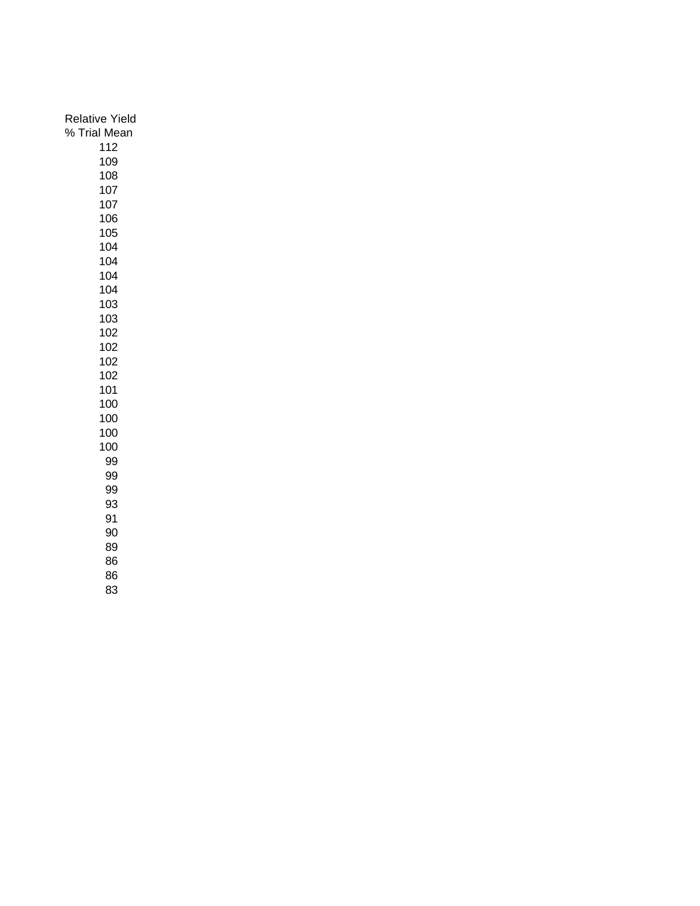| Relative Yield % Trial Mean |
|---|
| 112 |
| 109 |
| 108 |
| 107 |
| 107 |
| 106 |
| 105 |
| 104 |
| 104 |
| 104 |
| 104 |
| 103 |
| 103 |
| 102 |
| 102 |
| 102 |
| 102 |
| 101 |
| 100 |
| 100 |
| 100 |
| 100 |
| 99 |
| 99 |
| 99 |
| 93 |
| 91 |
| 90 |
| 89 |
| 86 |
| 86 |
| 83 |